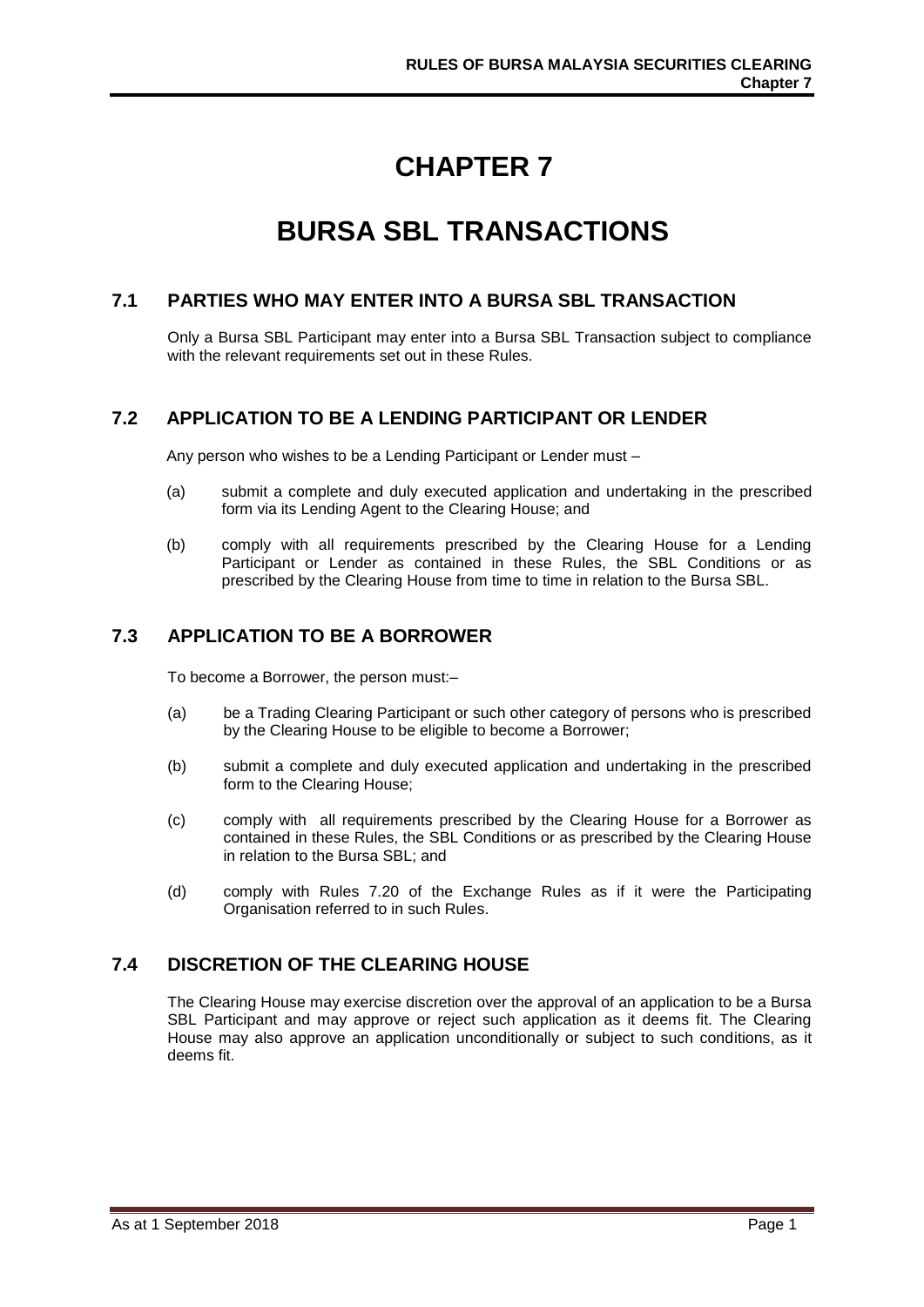# CHAPTER 7

# BURSA SBL TRANSACTIONS

## 7.1 PARTIES WHO MAY ENTER INTO A BURSA SBL TRANSACTION

Only a Bursa SBL Participant may enter into a Bursa SBL Transaction subject to compliance with the relevant requirements set out in these Rules.

## 7.2 APPLICATION TO BE A LENDING PARTICIPANT OR LENDER

Any person who wishes to be a Lending Participant or Lender must –

(a) submit a complete and duly executed application and undertaking in the prescribed form via its Lending Agent to the Clearing House; and

(b) comply with all requirements prescribed by the Clearing House for a Lending Participant or Lender as contained in these Rules, the SBL Conditions or as prescribed by the Clearing House from time to time in relation to the Bursa SBL.

## 7.3 APPLICATION TO BE A BORROWER

To become a Borrower, the person must:–

(a) be a Trading Clearing Participant or such other category of persons who is prescribed by the Clearing House to be eligible to become a Borrower;

(b) submit a complete and duly executed application and undertaking in the prescribed form to the Clearing House;

(c) comply with all requirements prescribed by the Clearing House for a Borrower as contained in these Rules, the SBL Conditions or as prescribed by the Clearing House in relation to the Bursa SBL; and

(d) comply with Rules 7.20 of the Exchange Rules as if it were the Participating Organisation referred to in such Rules.

## 7.4 DISCRETION OF THE CLEARING HOUSE

The Clearing House may exercise discretion over the approval of an application to be a Bursa SBL Participant and may approve or reject such application as it deems fit. The Clearing House may also approve an application unconditionally or subject to such conditions, as it deems fit.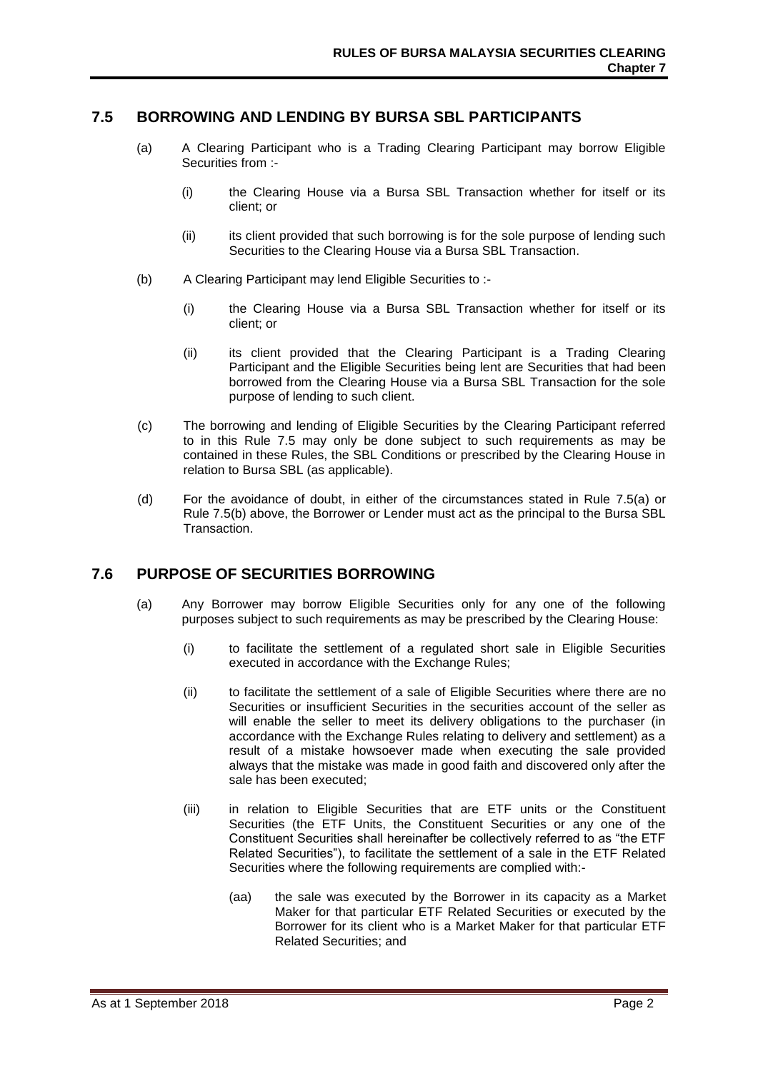## 7.5 BORROWING AND LENDING BY BURSA SBL PARTICIPANTS

(a) A Clearing Participant who is a Trading Clearing Participant may borrow Eligible Securities from :-

   (i) the Clearing House via a Bursa SBL Transaction whether for itself or its client; or

   (ii) its client provided that such borrowing is for the sole purpose of lending such Securities to the Clearing House via a Bursa SBL Transaction.

(b) A Clearing Participant may lend Eligible Securities to :-

   (i) the Clearing House via a Bursa SBL Transaction whether for itself or its client; or

   (ii) its client provided that the Clearing Participant is a Trading Clearing Participant and the Eligible Securities being lent are Securities that had been borrowed from the Clearing House via a Bursa SBL Transaction for the sole purpose of lending to such client.

(c) The borrowing and lending of Eligible Securities by the Clearing Participant referred to in this Rule 7.5 may only be done subject to such requirements as may be contained in these Rules, the SBL Conditions or prescribed by the Clearing House in relation to Bursa SBL (as applicable).

(d) For the avoidance of doubt, in either of the circumstances stated in Rule 7.5(a) or Rule 7.5(b) above, the Borrower or Lender must act as the principal to the Bursa SBL Transaction.

## 7.6 PURPOSE OF SECURITIES BORROWING

(a) Any Borrower may borrow Eligible Securities only for any one of the following purposes subject to such requirements as may be prescribed by the Clearing House:

   (i) to facilitate the settlement of a regulated short sale in Eligible Securities executed in accordance with the Exchange Rules;

   (ii) to facilitate the settlement of a sale of Eligible Securities where there are no Securities or insufficient Securities in the securities account of the seller as will enable the seller to meet its delivery obligations to the purchaser (in accordance with the Exchange Rules relating to delivery and settlement) as a result of a mistake howsoever made when executing the sale provided always that the mistake was made in good faith and discovered only after the sale has been executed;

   (iii) in relation to Eligible Securities that are ETF units or the Constituent Securities (the ETF Units, the Constituent Securities or any one of the Constituent Securities shall hereinafter be collectively referred to as "the ETF Related Securities"), to facilitate the settlement of a sale in the ETF Related Securities where the following requirements are complied with:-

      (aa) the sale was executed by the Borrower in its capacity as a Market Maker for that particular ETF Related Securities or executed by the Borrower for its client who is a Market Maker for that particular ETF Related Securities; and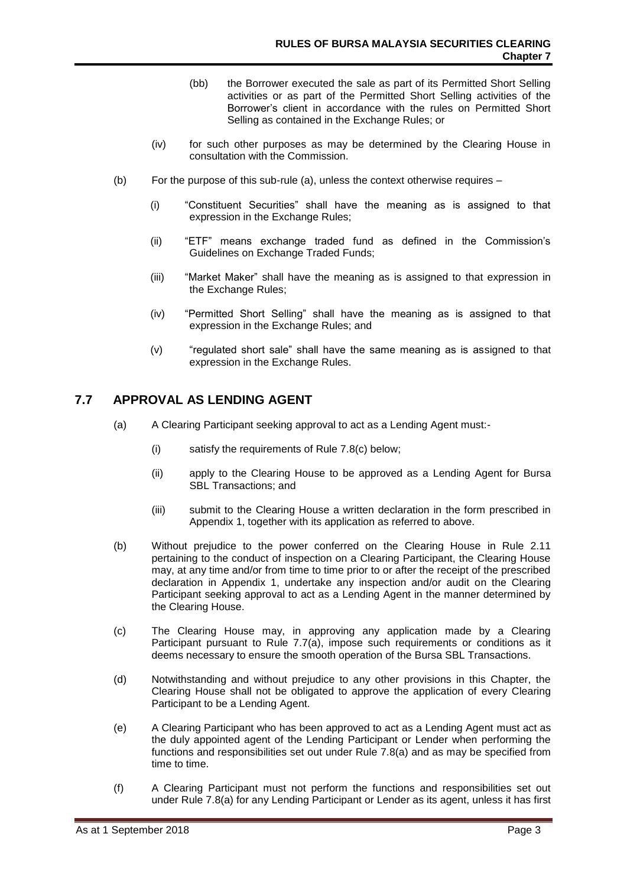(bb) the Borrower executed the sale as part of its Permitted Short Selling activities or as part of the Permitted Short Selling activities of the Borrower's client in accordance with the rules on Permitted Short Selling as contained in the Exchange Rules; or

(iv) for such other purposes as may be determined by the Clearing House in consultation with the Commission.

(b) For the purpose of this sub-rule (a), unless the context otherwise requires –

(i) "Constituent Securities" shall have the meaning as is assigned to that expression in the Exchange Rules;

(ii) "ETF" means exchange traded fund as defined in the Commission's Guidelines on Exchange Traded Funds;

(iii) "Market Maker" shall have the meaning as is assigned to that expression in the Exchange Rules;

(iv) "Permitted Short Selling" shall have the meaning as is assigned to that expression in the Exchange Rules; and

(v) "regulated short sale" shall have the same meaning as is assigned to that expression in the Exchange Rules.

## 7.7 APPROVAL AS LENDING AGENT

(a) A Clearing Participant seeking approval to act as a Lending Agent must:-

(i) satisfy the requirements of Rule 7.8(c) below;

(ii) apply to the Clearing House to be approved as a Lending Agent for Bursa SBL Transactions; and

(iii) submit to the Clearing House a written declaration in the form prescribed in Appendix 1, together with its application as referred to above.

(b) Without prejudice to the power conferred on the Clearing House in Rule 2.11 pertaining to the conduct of inspection on a Clearing Participant, the Clearing House may, at any time and/or from time to time prior to or after the receipt of the prescribed declaration in Appendix 1, undertake any inspection and/or audit on the Clearing Participant seeking approval to act as a Lending Agent in the manner determined by the Clearing House.

(c) The Clearing House may, in approving any application made by a Clearing Participant pursuant to Rule 7.7(a), impose such requirements or conditions as it deems necessary to ensure the smooth operation of the Bursa SBL Transactions.

(d) Notwithstanding and without prejudice to any other provisions in this Chapter, the Clearing House shall not be obligated to approve the application of every Clearing Participant to be a Lending Agent.

(e) A Clearing Participant who has been approved to act as a Lending Agent must act as the duly appointed agent of the Lending Participant or Lender when performing the functions and responsibilities set out under Rule 7.8(a) and as may be specified from time to time.

(f) A Clearing Participant must not perform the functions and responsibilities set out under Rule 7.8(a) for any Lending Participant or Lender as its agent, unless it has first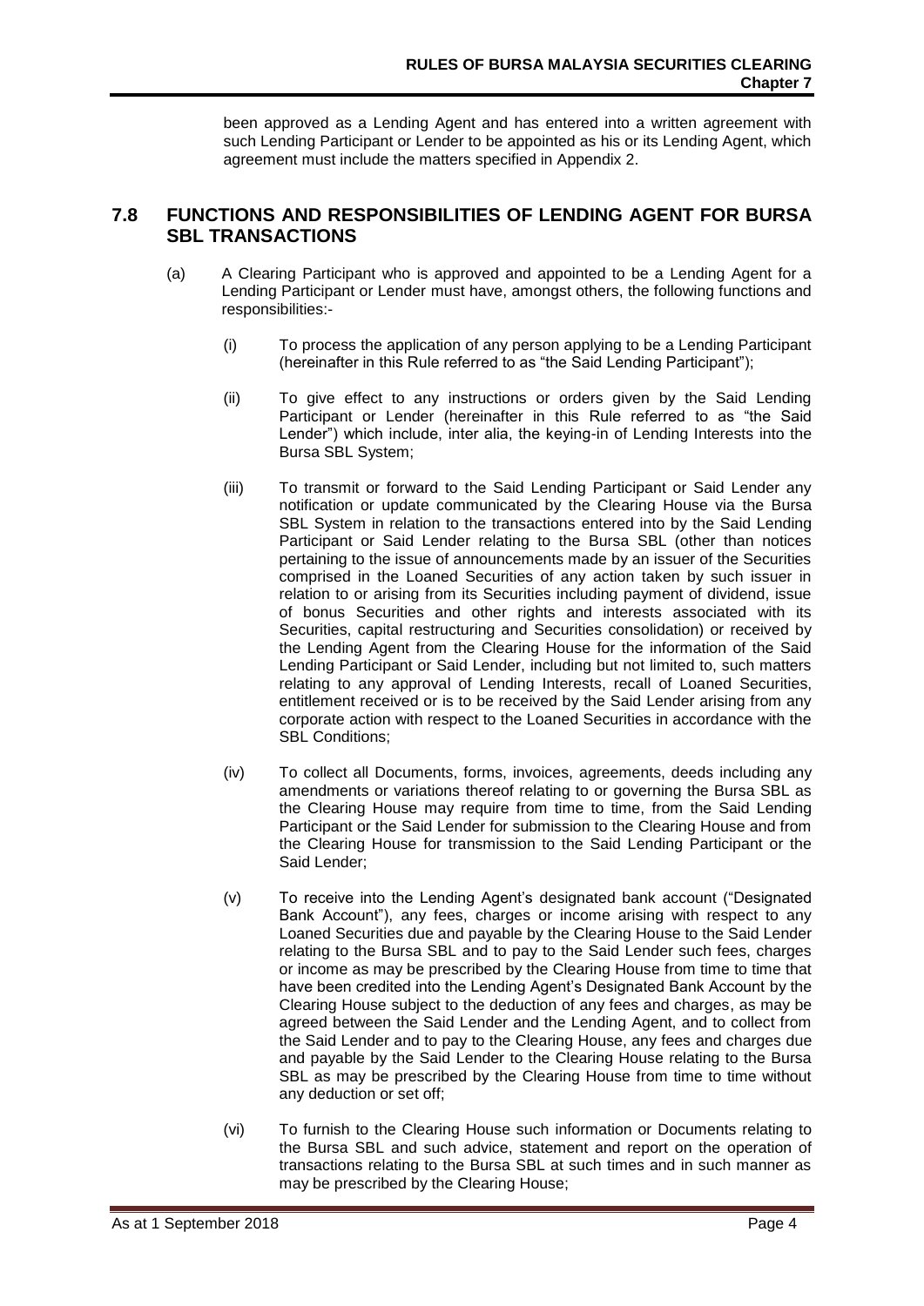been approved as a Lending Agent and has entered into a written agreement with such Lending Participant or Lender to be appointed as his or its Lending Agent, which agreement must include the matters specified in Appendix 2.

## 7.8 FUNCTIONS AND RESPONSIBILITIES OF LENDING AGENT FOR BURSA SBL TRANSACTIONS

(a) A Clearing Participant who is approved and appointed to be a Lending Agent for a Lending Participant or Lender must have, amongst others, the following functions and responsibilities:-

(i) To process the application of any person applying to be a Lending Participant (hereinafter in this Rule referred to as "the Said Lending Participant");

(ii) To give effect to any instructions or orders given by the Said Lending Participant or Lender (hereinafter in this Rule referred to as "the Said Lender") which include, inter alia, the keying-in of Lending Interests into the Bursa SBL System;

(iii) To transmit or forward to the Said Lending Participant or Said Lender any notification or update communicated by the Clearing House via the Bursa SBL System in relation to the transactions entered into by the Said Lending Participant or Said Lender relating to the Bursa SBL (other than notices pertaining to the issue of announcements made by an issuer of the Securities comprised in the Loaned Securities of any action taken by such issuer in relation to or arising from its Securities including payment of dividend, issue of bonus Securities and other rights and interests associated with its Securities, capital restructuring and Securities consolidation) or received by the Lending Agent from the Clearing House for the information of the Said Lending Participant or Said Lender, including but not limited to, such matters relating to any approval of Lending Interests, recall of Loaned Securities, entitlement received or is to be received by the Said Lender arising from any corporate action with respect to the Loaned Securities in accordance with the SBL Conditions;

(iv) To collect all Documents, forms, invoices, agreements, deeds including any amendments or variations thereof relating to or governing the Bursa SBL as the Clearing House may require from time to time, from the Said Lending Participant or the Said Lender for submission to the Clearing House and from the Clearing House for transmission to the Said Lending Participant or the Said Lender;

(v) To receive into the Lending Agent's designated bank account ("Designated Bank Account"), any fees, charges or income arising with respect to any Loaned Securities due and payable by the Clearing House to the Said Lender relating to the Bursa SBL and to pay to the Said Lender such fees, charges or income as may be prescribed by the Clearing House from time to time that have been credited into the Lending Agent's Designated Bank Account by the Clearing House subject to the deduction of any fees and charges, as may be agreed between the Said Lender and the Lending Agent, and to collect from the Said Lender and to pay to the Clearing House, any fees and charges due and payable by the Said Lender to the Clearing House relating to the Bursa SBL as may be prescribed by the Clearing House from time to time without any deduction or set off;

(vi) To furnish to the Clearing House such information or Documents relating to the Bursa SBL and such advice, statement and report on the operation of transactions relating to the Bursa SBL at such times and in such manner as may be prescribed by the Clearing House;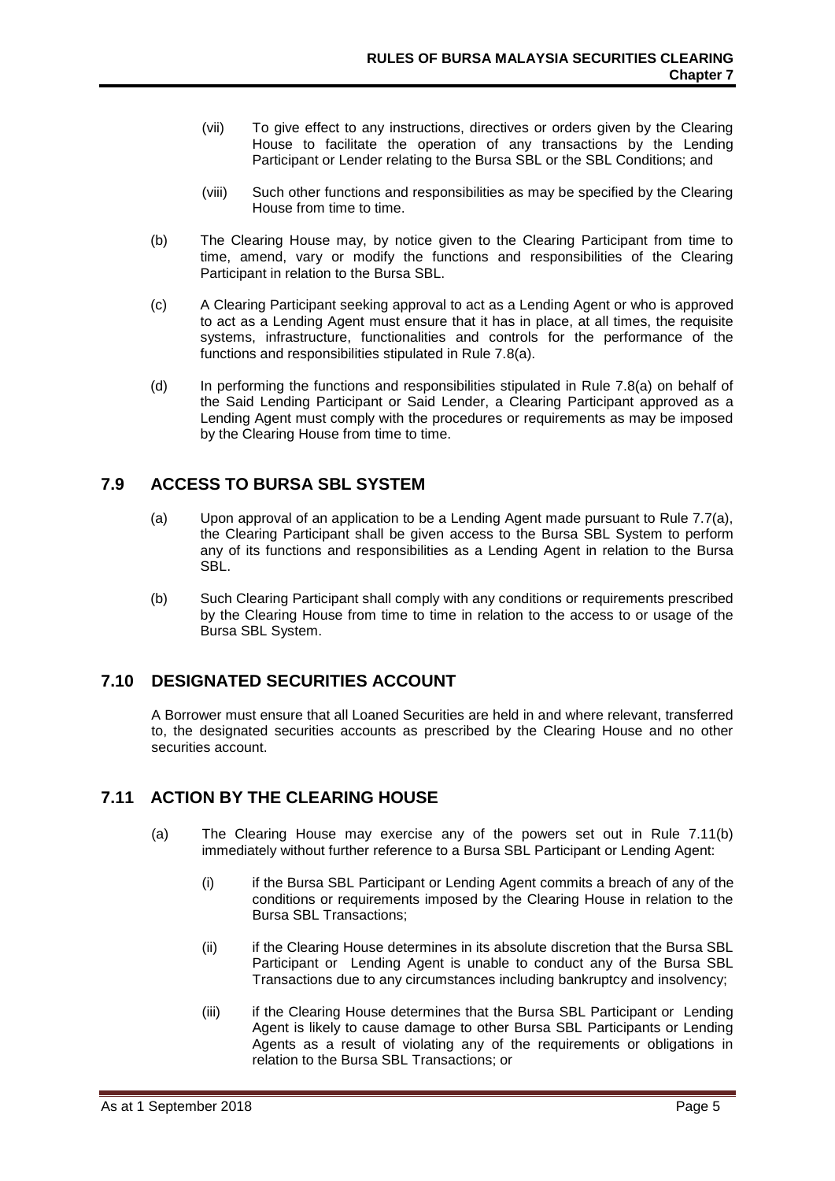(vii) To give effect to any instructions, directives or orders given by the Clearing House to facilitate the operation of any transactions by the Lending Participant or Lender relating to the Bursa SBL or the SBL Conditions; and

(viii) Such other functions and responsibilities as may be specified by the Clearing House from time to time.

(b) The Clearing House may, by notice given to the Clearing Participant from time to time, amend, vary or modify the functions and responsibilities of the Clearing Participant in relation to the Bursa SBL.

(c) A Clearing Participant seeking approval to act as a Lending Agent or who is approved to act as a Lending Agent must ensure that it has in place, at all times, the requisite systems, infrastructure, functionalities and controls for the performance of the functions and responsibilities stipulated in Rule 7.8(a).

(d) In performing the functions and responsibilities stipulated in Rule 7.8(a) on behalf of the Said Lending Participant or Said Lender, a Clearing Participant approved as a Lending Agent must comply with the procedures or requirements as may be imposed by the Clearing House from time to time.

## 7.9 ACCESS TO BURSA SBL SYSTEM

(a) Upon approval of an application to be a Lending Agent made pursuant to Rule 7.7(a), the Clearing Participant shall be given access to the Bursa SBL System to perform any of its functions and responsibilities as a Lending Agent in relation to the Bursa SBL.

(b) Such Clearing Participant shall comply with any conditions or requirements prescribed by the Clearing House from time to time in relation to the access to or usage of the Bursa SBL System.

## 7.10 DESIGNATED SECURITIES ACCOUNT

A Borrower must ensure that all Loaned Securities are held in and where relevant, transferred to, the designated securities accounts as prescribed by the Clearing House and no other securities account.

## 7.11 ACTION BY THE CLEARING HOUSE

(a) The Clearing House may exercise any of the powers set out in Rule 7.11(b) immediately without further reference to a Bursa SBL Participant or Lending Agent:

(i) if the Bursa SBL Participant or Lending Agent commits a breach of any of the conditions or requirements imposed by the Clearing House in relation to the Bursa SBL Transactions;

(ii) if the Clearing House determines in its absolute discretion that the Bursa SBL Participant or Lending Agent is unable to conduct any of the Bursa SBL Transactions due to any circumstances including bankruptcy and insolvency;

(iii) if the Clearing House determines that the Bursa SBL Participant or Lending Agent is likely to cause damage to other Bursa SBL Participants or Lending Agents as a result of violating any of the requirements or obligations in relation to the Bursa SBL Transactions; or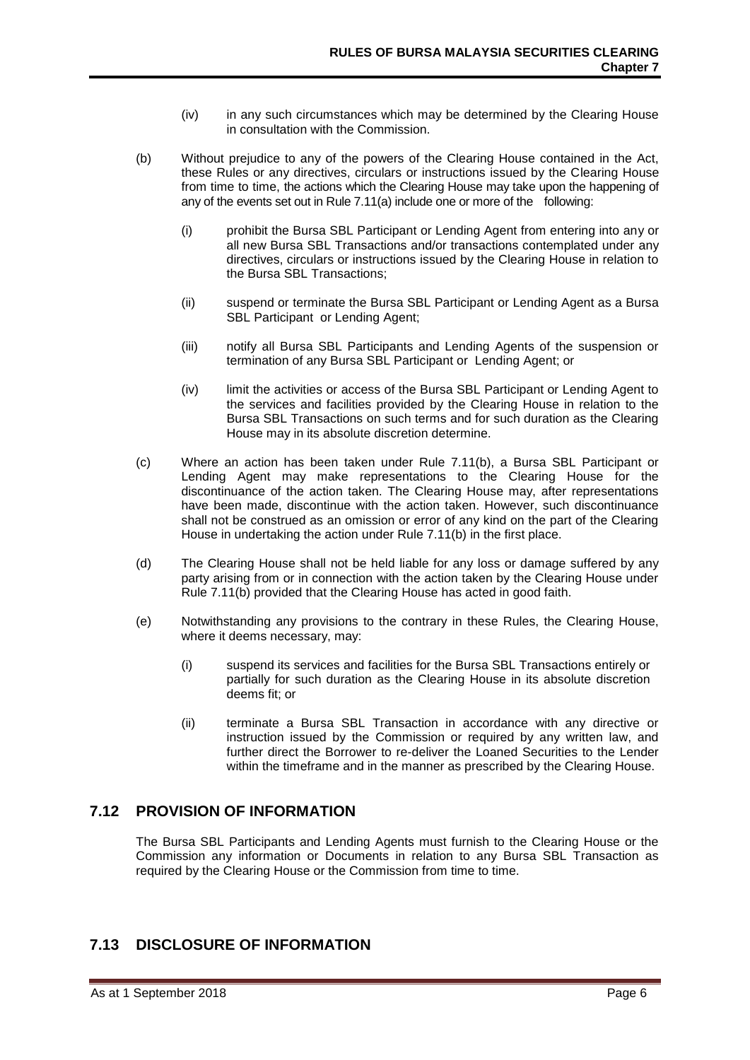(iv) in any such circumstances which may be determined by the Clearing House in consultation with the Commission.

(b) Without prejudice to any of the powers of the Clearing House contained in the Act, these Rules or any directives, circulars or instructions issued by the Clearing House from time to time, the actions which the Clearing House may take upon the happening of any of the events set out in Rule 7.11(a) include one or more of the following:

(i) prohibit the Bursa SBL Participant or Lending Agent from entering into any or all new Bursa SBL Transactions and/or transactions contemplated under any directives, circulars or instructions issued by the Clearing House in relation to the Bursa SBL Transactions;

(ii) suspend or terminate the Bursa SBL Participant or Lending Agent as a Bursa SBL Participant or Lending Agent;

(iii) notify all Bursa SBL Participants and Lending Agents of the suspension or termination of any Bursa SBL Participant or Lending Agent; or

(iv) limit the activities or access of the Bursa SBL Participant or Lending Agent to the services and facilities provided by the Clearing House in relation to the Bursa SBL Transactions on such terms and for such duration as the Clearing House may in its absolute discretion determine.

(c) Where an action has been taken under Rule 7.11(b), a Bursa SBL Participant or Lending Agent may make representations to the Clearing House for the discontinuance of the action taken. The Clearing House may, after representations have been made, discontinue with the action taken. However, such discontinuance shall not be construed as an omission or error of any kind on the part of the Clearing House in undertaking the action under Rule 7.11(b) in the first place.

(d) The Clearing House shall not be held liable for any loss or damage suffered by any party arising from or in connection with the action taken by the Clearing House under Rule 7.11(b) provided that the Clearing House has acted in good faith.

(e) Notwithstanding any provisions to the contrary in these Rules, the Clearing House, where it deems necessary, may:

(i) suspend its services and facilities for the Bursa SBL Transactions entirely or partially for such duration as the Clearing House in its absolute discretion deems fit; or

(ii) terminate a Bursa SBL Transaction in accordance with any directive or instruction issued by the Commission or required by any written law, and further direct the Borrower to re-deliver the Loaned Securities to the Lender within the timeframe and in the manner as prescribed by the Clearing House.

## 7.12 PROVISION OF INFORMATION

The Bursa SBL Participants and Lending Agents must furnish to the Clearing House or the Commission any information or Documents in relation to any Bursa SBL Transaction as required by the Clearing House or the Commission from time to time.

## 7.13 DISCLOSURE OF INFORMATION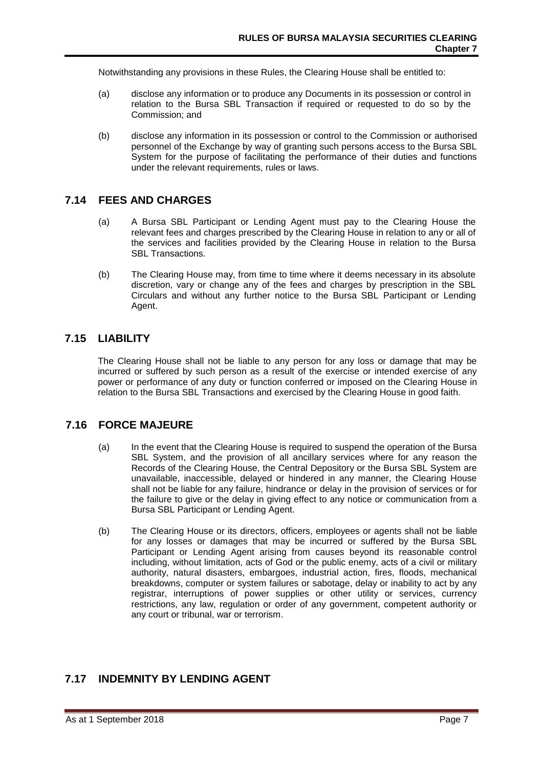Notwithstanding any provisions in these Rules, the Clearing House shall be entitled to:

(a) disclose any information or to produce any Documents in its possession or control in relation to the Bursa SBL Transaction if required or requested to do so by the Commission; and

(b) disclose any information in its possession or control to the Commission or authorised personnel of the Exchange by way of granting such persons access to the Bursa SBL System for the purpose of facilitating the performance of their duties and functions under the relevant requirements, rules or laws.

## 7.14 FEES AND CHARGES

(a) A Bursa SBL Participant or Lending Agent must pay to the Clearing House the relevant fees and charges prescribed by the Clearing House in relation to any or all of the services and facilities provided by the Clearing House in relation to the Bursa SBL Transactions.

(b) The Clearing House may, from time to time where it deems necessary in its absolute discretion, vary or change any of the fees and charges by prescription in the SBL Circulars and without any further notice to the Bursa SBL Participant or Lending Agent.

## 7.15 LIABILITY

The Clearing House shall not be liable to any person for any loss or damage that may be incurred or suffered by such person as a result of the exercise or intended exercise of any power or performance of any duty or function conferred or imposed on the Clearing House in relation to the Bursa SBL Transactions and exercised by the Clearing House in good faith.

## 7.16 FORCE MAJEURE

(a) In the event that the Clearing House is required to suspend the operation of the Bursa SBL System, and the provision of all ancillary services where for any reason the Records of the Clearing House, the Central Depository or the Bursa SBL System are unavailable, inaccessible, delayed or hindered in any manner, the Clearing House shall not be liable for any failure, hindrance or delay in the provision of services or for the failure to give or the delay in giving effect to any notice or communication from a Bursa SBL Participant or Lending Agent.

(b) The Clearing House or its directors, officers, employees or agents shall not be liable for any losses or damages that may be incurred or suffered by the Bursa SBL Participant or Lending Agent arising from causes beyond its reasonable control including, without limitation, acts of God or the public enemy, acts of a civil or military authority, natural disasters, embargoes, industrial action, fires, floods, mechanical breakdowns, computer or system failures or sabotage, delay or inability to act by any registrar, interruptions of power supplies or other utility or services, currency restrictions, any law, regulation or order of any government, competent authority or any court or tribunal, war or terrorism.

## 7.17 INDEMNITY BY LENDING AGENT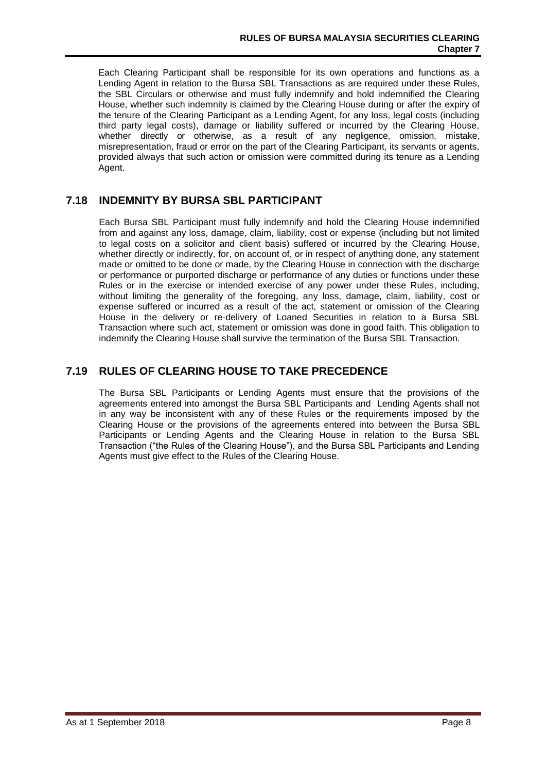Each Clearing Participant shall be responsible for its own operations and functions as a Lending Agent in relation to the Bursa SBL Transactions as are required under these Rules, the SBL Circulars or otherwise and must fully indemnify and hold indemnified the Clearing House, whether such indemnity is claimed by the Clearing House during or after the expiry of the tenure of the Clearing Participant as a Lending Agent, for any loss, legal costs (including third party legal costs), damage or liability suffered or incurred by the Clearing House, whether directly or otherwise, as a result of any negligence, omission, mistake, misrepresentation, fraud or error on the part of the Clearing Participant, its servants or agents, provided always that such action or omission were committed during its tenure as a Lending Agent.

## 7.18 INDEMNITY BY BURSA SBL PARTICIPANT

Each Bursa SBL Participant must fully indemnify and hold the Clearing House indemnified from and against any loss, damage, claim, liability, cost or expense (including but not limited to legal costs on a solicitor and client basis) suffered or incurred by the Clearing House, whether directly or indirectly, for, on account of, or in respect of anything done, any statement made or omitted to be done or made, by the Clearing House in connection with the discharge or performance or purported discharge or performance of any duties or functions under these Rules or in the exercise or intended exercise of any power under these Rules, including, without limiting the generality of the foregoing, any loss, damage, claim, liability, cost or expense suffered or incurred as a result of the act, statement or omission of the Clearing House in the delivery or re-delivery of Loaned Securities in relation to a Bursa SBL Transaction where such act, statement or omission was done in good faith. This obligation to indemnify the Clearing House shall survive the termination of the Bursa SBL Transaction.

## 7.19 RULES OF CLEARING HOUSE TO TAKE PRECEDENCE

The Bursa SBL Participants or Lending Agents must ensure that the provisions of the agreements entered into amongst the Bursa SBL Participants and Lending Agents shall not in any way be inconsistent with any of these Rules or the requirements imposed by the Clearing House or the provisions of the agreements entered into between the Bursa SBL Participants or Lending Agents and the Clearing House in relation to the Bursa SBL Transaction ("the Rules of the Clearing House"), and the Bursa SBL Participants and Lending Agents must give effect to the Rules of the Clearing House.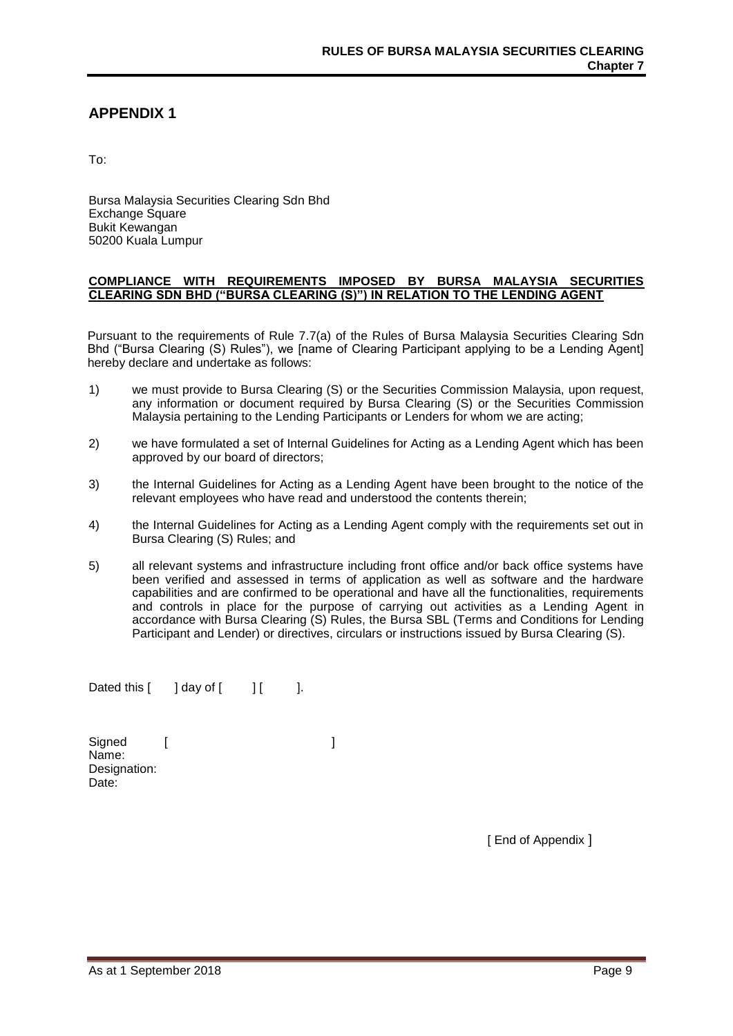## APPENDIX 1

To:

Bursa Malaysia Securities Clearing Sdn Bhd
Exchange Square
Bukit Kewangan
50200 Kuala Lumpur

**COMPLIANCE WITH REQUIREMENTS IMPOSED BY BURSA MALAYSIA SECURITIES CLEARING SDN BHD ("BURSA CLEARING (S)") IN RELATION TO THE LENDING AGENT**

Pursuant to the requirements of Rule 7.7(a) of the Rules of Bursa Malaysia Securities Clearing Sdn Bhd ("Bursa Clearing (S) Rules"), we [name of Clearing Participant applying to be a Lending Agent] hereby declare and undertake as follows:

1) we must provide to Bursa Clearing (S) or the Securities Commission Malaysia, upon request, any information or document required by Bursa Clearing (S) or the Securities Commission Malaysia pertaining to the Lending Participants or Lenders for whom we are acting;

2) we have formulated a set of Internal Guidelines for Acting as a Lending Agent which has been approved by our board of directors;

3) the Internal Guidelines for Acting as a Lending Agent have been brought to the notice of the relevant employees who have read and understood the contents therein;

4) the Internal Guidelines for Acting as a Lending Agent comply with the requirements set out in Bursa Clearing (S) Rules; and

5) all relevant systems and infrastructure including front office and/or back office systems have been verified and assessed in terms of application as well as software and the hardware capabilities and are confirmed to be operational and have all the functionalities, requirements and controls in place for the purpose of carrying out activities as a Lending Agent in accordance with Bursa Clearing (S) Rules, the Bursa SBL (Terms and Conditions for Lending Participant and Lender) or directives, circulars or instructions issued by Bursa Clearing (S).

Dated this [ ] day of [ ] [ ].

Signed [ ]
Name:
Designation:
Date:

[ End of Appendix ]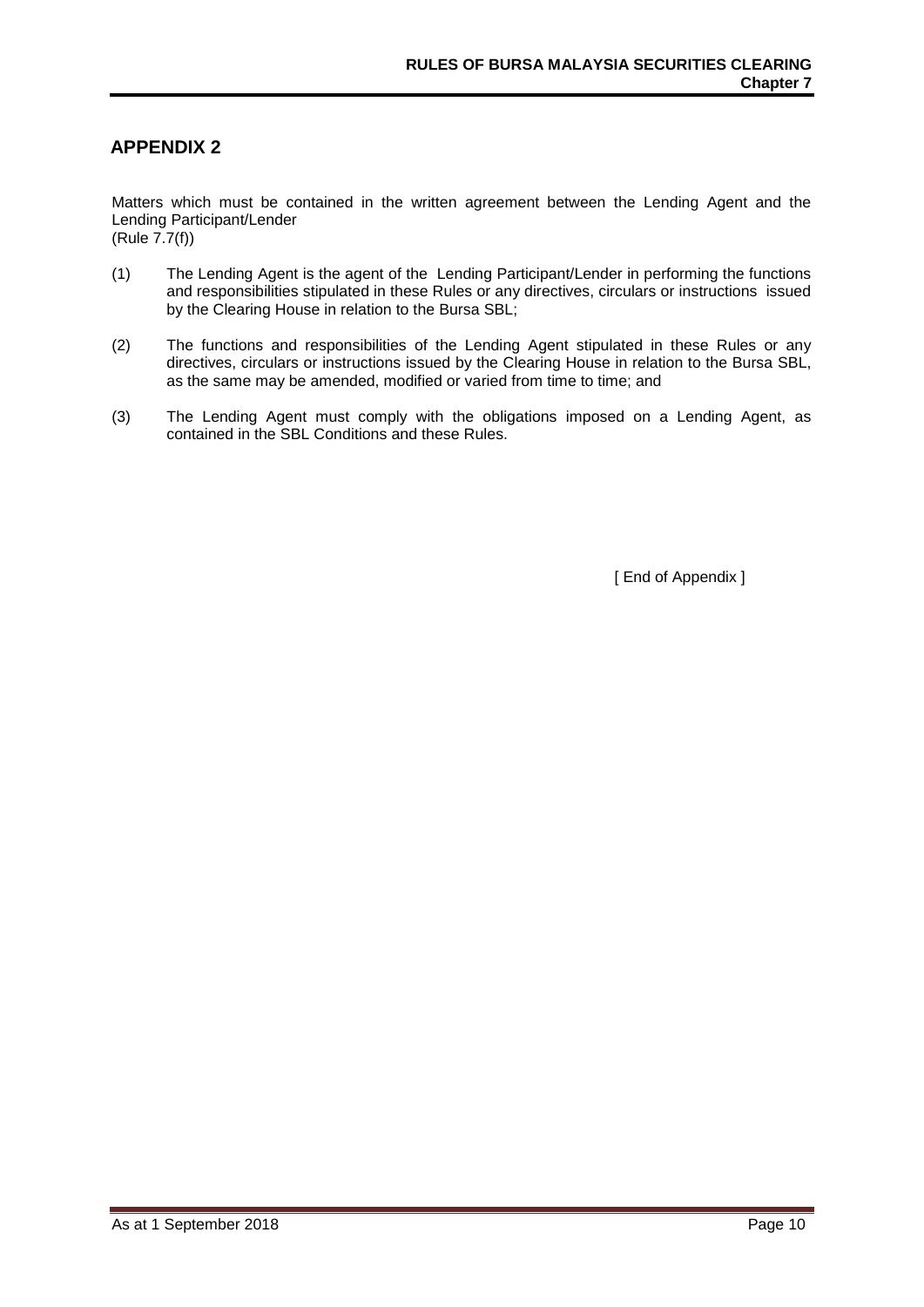## APPENDIX 2

Matters which must be contained in the written agreement between the Lending Agent and the Lending Participant/Lender
(Rule 7.7(f))

(1) The Lending Agent is the agent of the Lending Participant/Lender in performing the functions and responsibilities stipulated in these Rules or any directives, circulars or instructions issued by the Clearing House in relation to the Bursa SBL;

(2) The functions and responsibilities of the Lending Agent stipulated in these Rules or any directives, circulars or instructions issued by the Clearing House in relation to the Bursa SBL, as the same may be amended, modified or varied from time to time; and

(3) The Lending Agent must comply with the obligations imposed on a Lending Agent, as contained in the SBL Conditions and these Rules.

[ End of Appendix ]